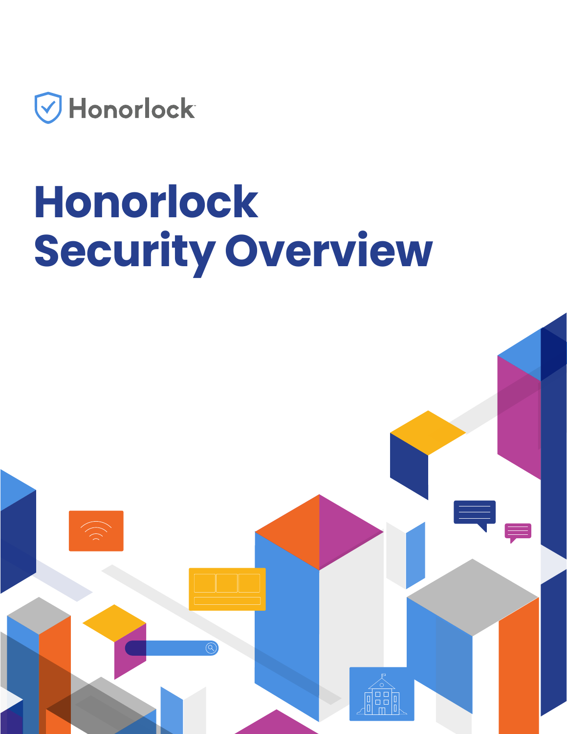Honorlock

# Honorlock Security Overview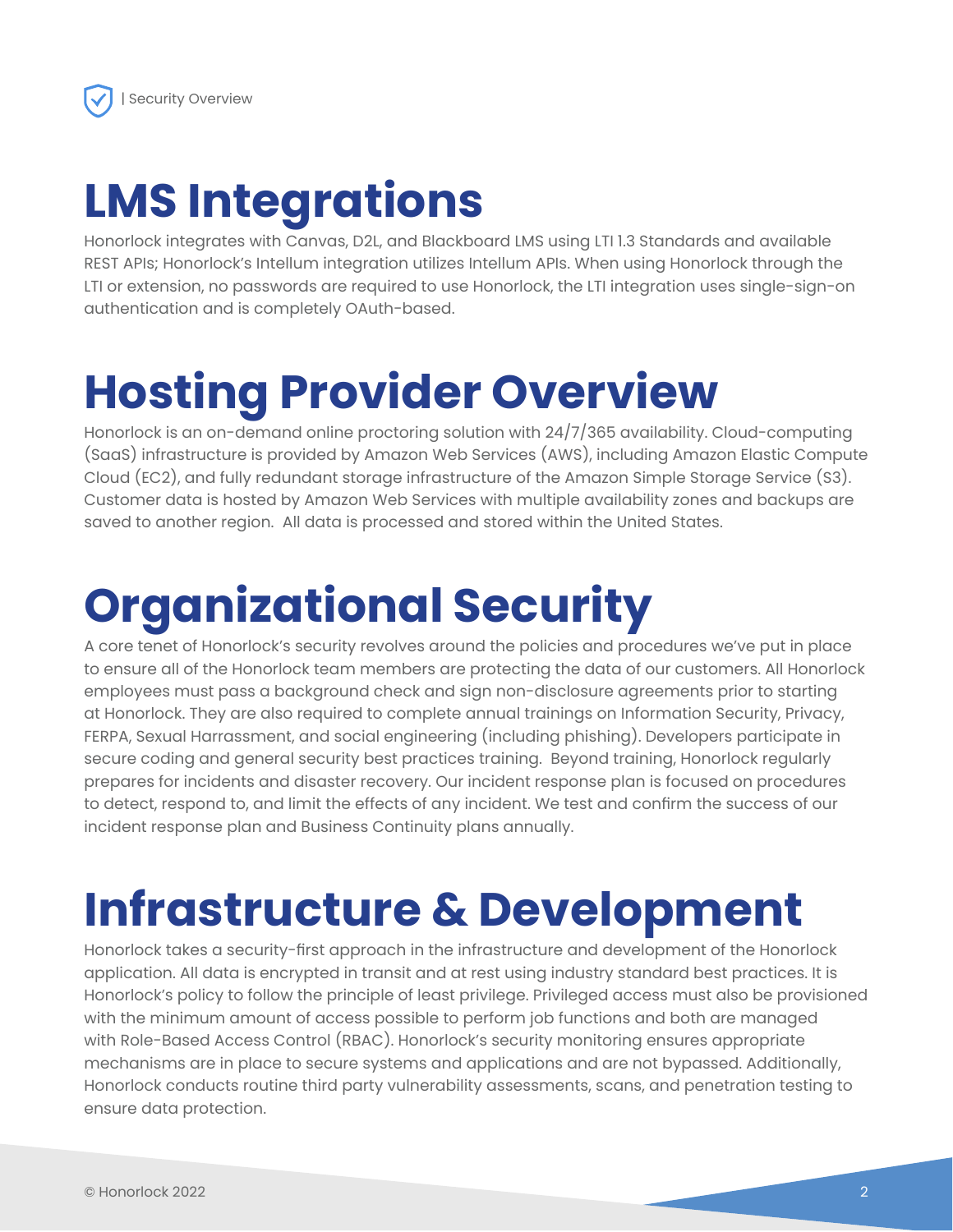# LMS Integrations

Honorlock integrates with Canvas, D2L, and Blackboard LMS using LTI 1.3 Standards and available REST APIs; Honorlock's Intellum integration utilizes Intellum APIs. When using Honorlock through the LTI or extension, no passwords are required to use Honorlock, the LTI integration uses single-sign-on authentication and is completely OAuth-based.

# Hosting Provider Overview

Honorlock is an on-demand online proctoring solution with 24/7/365 availability. Cloud-computing (SaaS) infrastructure is provided by Amazon Web Services (AWS), including Amazon Elastic Compute Cloud (EC2), and fully redundant storage infrastructure of the Amazon Simple Storage Service (S3). Customer data is hosted by Amazon Web Services with multiple availability zones and backups are saved to another region. All data is processed and stored within the United States.

# Organizational Security

A core tenet of Honorlock's security revolves around the policies and procedures we've put in place to ensure all of the Honorlock team members are protecting the data of our customers. All Honorlock employees must pass a background check and sign non-disclosure agreements prior to starting at Honorlock. They are also required to complete annual trainings on Information Security, Privacy, FERPA, Sexual Harrassment, and social engineering (including phishing). Developers participate in secure coding and general security best practices training. Beyond training, Honorlock regularly prepares for incidents and disaster recovery. Our incident response plan is focused on procedures to detect, respond to, and limit the effects of any incident. We test and confirm the success of our incident response plan and Business Continuity plans annually.

# Infrastructure & Development

Honorlock takes a security-first approach in the infrastructure and development of the Honorlock application. All data is encrypted in transit and at rest using industry standard best practices. It is Honorlock's policy to follow the principle of least privilege. Privileged access must also be provisioned with the minimum amount of access possible to perform job functions and both are managed with Role-Based Access Control (RBAC). Honorlock's security monitoring ensures appropriate mechanisms are in place to secure systems and applications and are not bypassed. Additionally, Honorlock conducts routine third party vulnerability assessments, scans, and penetration testing to ensure data protection.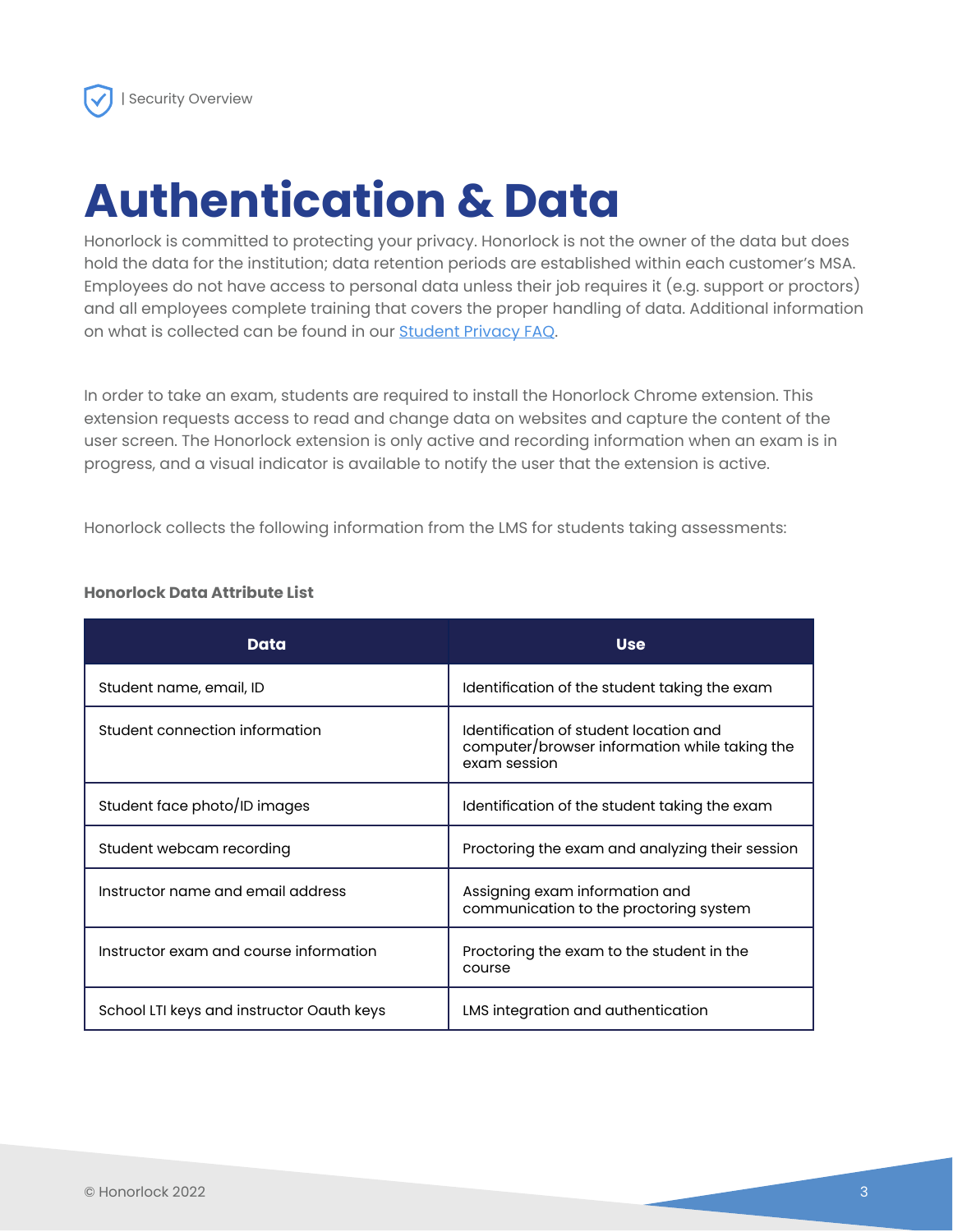# Authentication & Data

Honorlock is committed to protecting your privacy. Honorlock is not the owner of the data but does hold the data for the institution; data retention periods are established within each customer's MSA. Employees do not have access to personal data unless their job requires it (e.g. support or proctors) and all employees complete training that covers the proper handling of data. Additional information on what is collected can be found in our [Student Privacy FAQ](Student Privacy FAQ).

In order to take an exam, students are required to install the Honorlock Chrome extension. This extension requests access to read and change data on websites and capture the content of the user screen. The Honorlock extension is only active and recording information when an exam is in progress, and a visual indicator is available to notify the user that the extension is active.

Honorlock collects the following information from the LMS for students taking assessments:

**Honorlock Data Attribute List**

| Data | Use |
|---|---|
| Student name, email, ID | Identification of the student taking the exam |
| Student connection information | Identification of student location and computer/browser information while taking the exam session |
| Student face photo/ID images | Identification of the student taking the exam |
| Student webcam recording | Proctoring the exam and analyzing their session |
| Instructor name and email address | Assigning exam information and communication to the proctoring system |
| Instructor exam and course information | Proctoring the exam to the student in the course |
| School LTI keys and instructor Oauth keys | LMS integration and authentication |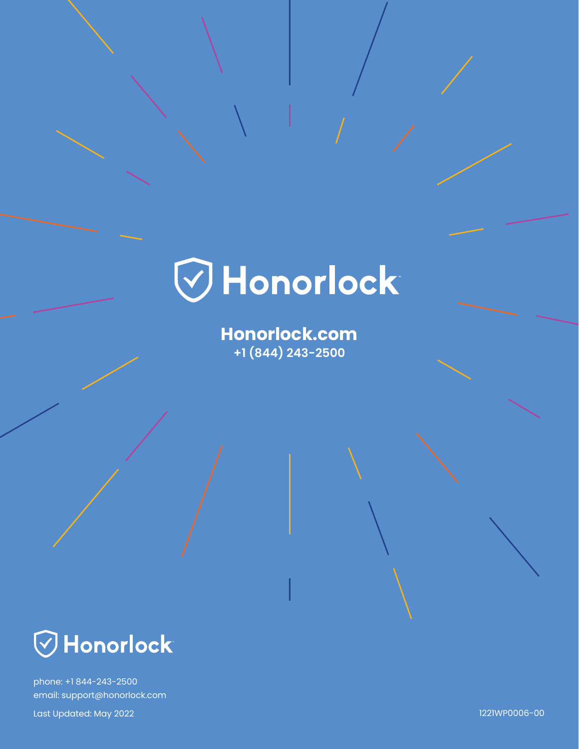# Honorlock

**Honorlock.com**
**+1 (844) 243-2500**

Honorlock

phone: +1 844-243-2500
email: support@honorlock.com

Last Updated: May 2022

1221WP0006-00